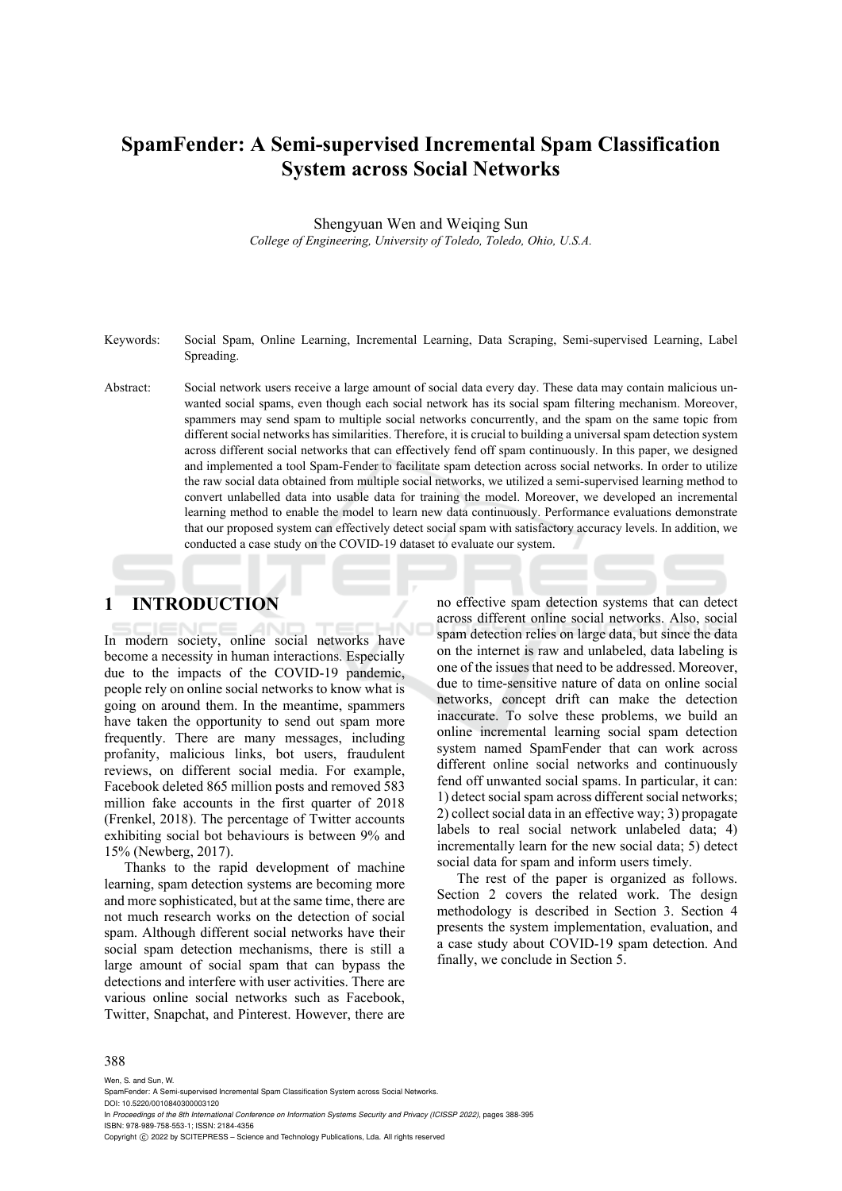# SpamFender: A Semi-supervised Incremental Spam Classification System across Social Networks

Shengyuan Wen and Weiqing Sun

*College of Engineering, University of Toledo, Toledo, Ohio, U.S.A.*

Keywords: Social Spam, Online Learning, Incremental Learning, Data Scraping, Semi-supervised Learning, Label Spreading.

Abstract: Social network users receive a large amount of social data every day. These data may contain malicious unwanted social spams, even though each social network has its social spam filtering mechanism. Moreover, spammers may send spam to multiple social networks concurrently, and the spam on the same topic from different social networks has similarities. Therefore, it is crucial to building a universal spam detection system across different social networks that can effectively fend off spam continuously. In this paper, we designed and implemented a tool Spam-Fender to facilitate spam detection across social networks. In order to utilize the raw social data obtained from multiple social networks, we utilized a semi-supervised learning method to convert unlabelled data into usable data for training the model. Moreover, we developed an incremental learning method to enable the model to learn new data continuously. Performance evaluations demonstrate that our proposed system can effectively detect social spam with satisfactory accuracy levels. In addition, we conducted a case study on the COVID-19 dataset to evaluate our system.

## 1 INTRODUCTION

In modern society, online social networks have become a necessity in human interactions. Especially due to the impacts of the COVID-19 pandemic, people rely on online social networks to know what is going on around them. In the meantime, spammers have taken the opportunity to send out spam more frequently. There are many messages, including profanity, malicious links, bot users, fraudulent reviews, on different social media. For example, Facebook deleted 865 million posts and removed 583 million fake accounts in the first quarter of 2018 (Frenkel, 2018). The percentage of Twitter accounts exhibiting social bot behaviours is between 9% and 15% (Newberg, 2017).

Thanks to the rapid development of machine learning, spam detection systems are becoming more and more sophisticated, but at the same time, there are not much research works on the detection of social spam. Although different social networks have their social spam detection mechanisms, there is still a large amount of social spam that can bypass the detections and interfere with user activities. There are various online social networks such as Facebook, Twitter, Snapchat, and Pinterest. However, there are no effective spam detection systems that can detect across different online social networks. Also, social spam detection relies on large data, but since the data on the internet is raw and unlabeled, data labeling is one of the issues that need to be addressed. Moreover, due to time-sensitive nature of data on online social networks, concept drift can make the detection inaccurate. To solve these problems, we build an online incremental learning social spam detection system named SpamFender that can work across different online social networks and continuously fend off unwanted social spams. In particular, it can: 1) detect social spam across different social networks; 2) collect social data in an effective way; 3) propagate labels to real social network unlabeled data; 4) incrementally learn for the new social data; 5) detect social data for spam and inform users timely.

The rest of the paper is organized as follows. Section 2 covers the related work. The design methodology is described in Section 3. Section 4 presents the system implementation, evaluation, and a case study about COVID-19 spam detection. And finally, we conclude in Section 5.

Wen, S. and Sun, W.
SpamFender: A Semi-supervised Incremental Spam Classification System across Social Networks.
DOI: 10.5220/0010840300003120
In *Proceedings of the 8th International Conference on Information Systems Security and Privacy (ICISSP 2022)*, pages 388-395
ISBN: 978-989-758-553-1; ISSN: 2184-4356
Copyright © 2022 by SCITEPRESS – Science and Technology Publications, Lda. All rights reserved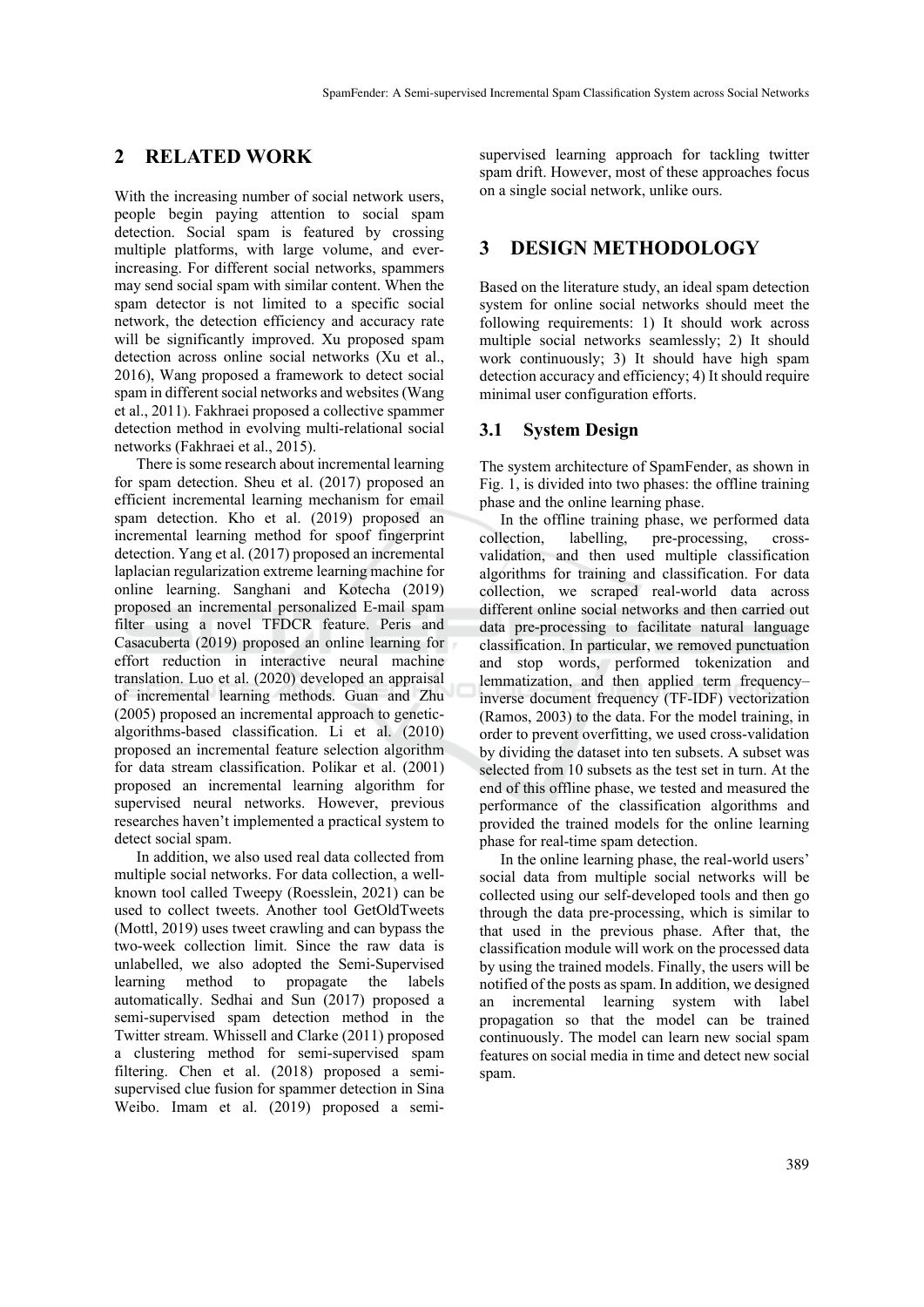## 2 RELATED WORK

With the increasing number of social network users, people begin paying attention to social spam detection. Social spam is featured by crossing multiple platforms, with large volume, and ever-increasing. For different social networks, spammers may send social spam with similar content. When the spam detector is not limited to a specific social network, the detection efficiency and accuracy rate will be significantly improved. Xu proposed spam detection across online social networks (Xu et al., 2016), Wang proposed a framework to detect social spam in different social networks and websites (Wang et al., 2011). Fakhraei proposed a collective spammer detection method in evolving multi-relational social networks (Fakhraei et al., 2015).

There is some research about incremental learning for spam detection. Sheu et al. (2017) proposed an efficient incremental learning mechanism for email spam detection. Kho et al. (2019) proposed an incremental learning method for spoof fingerprint detection. Yang et al. (2017) proposed an incremental laplacian regularization extreme learning machine for online learning. Sanghani and Kotecha (2019) proposed an incremental personalized E-mail spam filter using a novel TFDCR feature. Peris and Casacuberta (2019) proposed an online learning for effort reduction in interactive neural machine translation. Luo et al. (2020) developed an appraisal of incremental learning methods. Guan and Zhu (2005) proposed an incremental approach to genetic-algorithms-based classification. Li et al. (2010) proposed an incremental feature selection algorithm for data stream classification. Polikar et al. (2001) proposed an incremental learning algorithm for supervised neural networks. However, previous researches haven't implemented a practical system to detect social spam.

In addition, we also used real data collected from multiple social networks. For data collection, a well-known tool called Tweepy (Roesslein, 2021) can be used to collect tweets. Another tool GetOldTweets (Mottl, 2019) uses tweet crawling and can bypass the two-week collection limit. Since the raw data is unlabelled, we also adopted the Semi-Supervised learning method to propagate the labels automatically. Sedhai and Sun (2017) proposed a semi-supervised spam detection method in the Twitter stream. Whissell and Clarke (2011) proposed a clustering method for semi-supervised spam filtering. Chen et al. (2018) proposed a semi-supervised clue fusion for spammer detection in Sina Weibo. Imam et al. (2019) proposed a semi-supervised learning approach for tackling twitter spam drift. However, most of these approaches focus on a single social network, unlike ours.

## 3 DESIGN METHODOLOGY

Based on the literature study, an ideal spam detection system for online social networks should meet the following requirements: 1) It should work across multiple social networks seamlessly; 2) It should work continuously; 3) It should have high spam detection accuracy and efficiency; 4) It should require minimal user configuration efforts.

### 3.1 System Design

The system architecture of SpamFender, as shown in Fig. 1, is divided into two phases: the offline training phase and the online learning phase.

In the offline training phase, we performed data collection, labelling, pre-processing, cross-validation, and then used multiple classification algorithms for training and classification. For data collection, we scraped real-world data across different online social networks and then carried out data pre-processing to facilitate natural language classification. In particular, we removed punctuation and stop words, performed tokenization and lemmatization, and then applied term frequency–inverse document frequency (TF-IDF) vectorization (Ramos, 2003) to the data. For the model training, in order to prevent overfitting, we used cross-validation by dividing the dataset into ten subsets. A subset was selected from 10 subsets as the test set in turn. At the end of this offline phase, we tested and measured the performance of the classification algorithms and provided the trained models for the online learning phase for real-time spam detection.

In the online learning phase, the real-world users' social data from multiple social networks will be collected using our self-developed tools and then go through the data pre-processing, which is similar to that used in the previous phase. After that, the classification module will work on the processed data by using the trained models. Finally, the users will be notified of the posts as spam. In addition, we designed an incremental learning system with label propagation so that the model can be trained continuously. The model can learn new social spam features on social media in time and detect new social spam.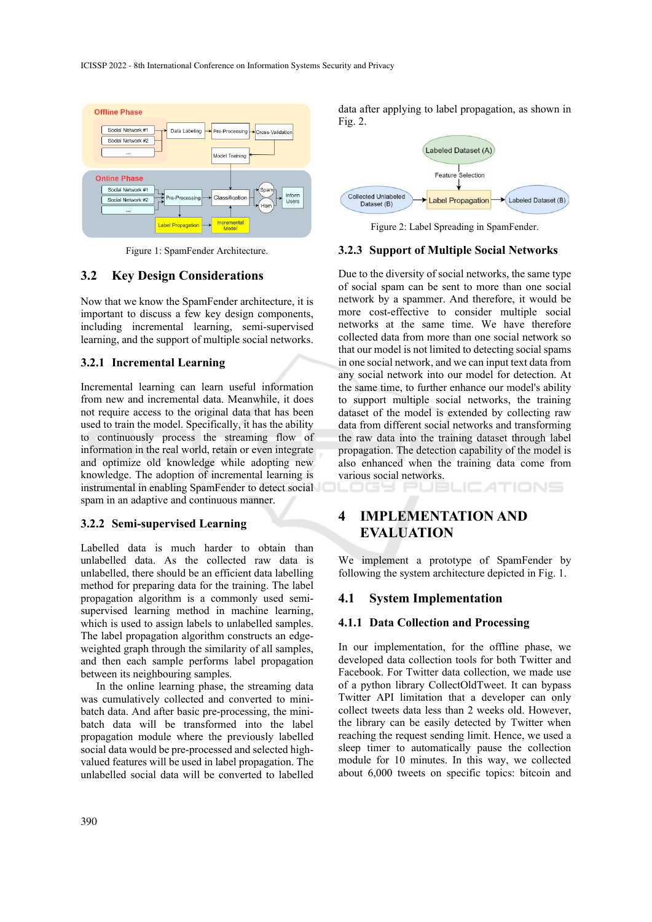Figure 1: SpamFender Architecture.

## 3.2 Key Design Considerations

Now that we know the SpamFender architecture, it is important to discuss a few key design components, including incremental learning, semi-supervised learning, and the support of multiple social networks.

### 3.2.1 Incremental Learning

Incremental learning can learn useful information from new and incremental data. Meanwhile, it does not require access to the original data that has been used to train the model. Specifically, it has the ability to continuously process the streaming flow of information in the real world, retain or even integrate and optimize old knowledge while adopting new knowledge. The adoption of incremental learning is instrumental in enabling SpamFender to detect social spam in an adaptive and continuous manner.

### 3.2.2 Semi-supervised Learning

Labelled data is much harder to obtain than unlabelled data. As the collected raw data is unlabelled, there should be an efficient data labelling method for preparing data for the training. The label propagation algorithm is a commonly used semi-supervised learning method in machine learning, which is used to assign labels to unlabelled samples. The label propagation algorithm constructs an edge-weighted graph through the similarity of all samples, and then each sample performs label propagation between its neighbouring samples.

In the online learning phase, the streaming data was cumulatively collected and converted to mini-batch data. And after basic pre-processing, the mini-batch data will be transformed into the label propagation module where the previously labelled social data would be pre-processed and selected high-valued features will be used in label propagation. The unlabelled social data will be converted to labelled data after applying to label propagation, as shown in Fig. 2.

Figure 2: Label Spreading in SpamFender.

### 3.2.3 Support of Multiple Social Networks

Due to the diversity of social networks, the same type of social spam can be sent to more than one social network by a spammer. And therefore, it would be more cost-effective to consider multiple social networks at the same time. We have therefore collected data from more than one social network so that our model is not limited to detecting social spams in one social network, and we can input text data from any social network into our model for detection. At the same time, to further enhance our model's ability to support multiple social networks, the training dataset of the model is extended by collecting raw data from different social networks and transforming the raw data into the training dataset through label propagation. The detection capability of the model is also enhanced when the training data come from various social networks.

## 4 IMPLEMENTATION AND EVALUATION

We implement a prototype of SpamFender by following the system architecture depicted in Fig. 1.

### 4.1 System Implementation

#### 4.1.1 Data Collection and Processing

In our implementation, for the offline phase, we developed data collection tools for both Twitter and Facebook. For Twitter data collection, we made use of a python library CollectOldTweet. It can bypass Twitter API limitation that a developer can only collect tweets data less than 2 weeks old. However, the library can be easily detected by Twitter when reaching the request sending limit. Hence, we used a sleep timer to automatically pause the collection module for 10 minutes. In this way, we collected about 6,000 tweets on specific topics: bitcoin and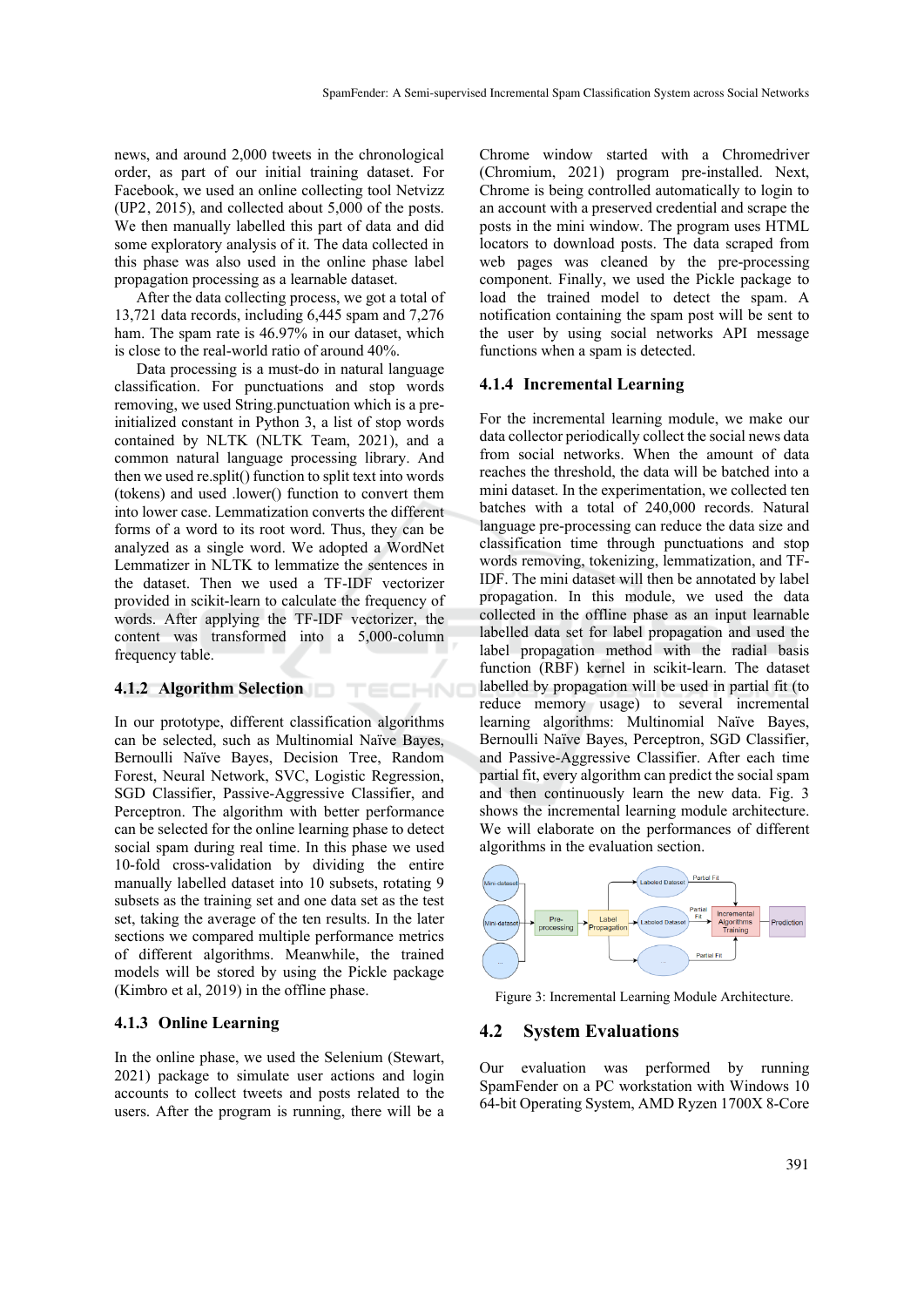news, and around 2,000 tweets in the chronological order, as part of our initial training dataset. For Facebook, we used an online collecting tool Netvizz (UP2, 2015), and collected about 5,000 of the posts. We then manually labelled this part of data and did some exploratory analysis of it. The data collected in this phase was also used in the online phase label propagation processing as a learnable dataset.

After the data collecting process, we got a total of 13,721 data records, including 6,445 spam and 7,276 ham. The spam rate is 46.97% in our dataset, which is close to the real-world ratio of around 40%.

Data processing is a must-do in natural language classification. For punctuations and stop words removing, we used String.punctuation which is a pre-initialized constant in Python 3, a list of stop words contained by NLTK (NLTK Team, 2021), and a common natural language processing library. And then we used re.split() function to split text into words (tokens) and used .lower() function to convert them into lower case. Lemmatization converts the different forms of a word to its root word. Thus, they can be analyzed as a single word. We adopted a WordNet Lemmatizer in NLTK to lemmatize the sentences in the dataset. Then we used a TF-IDF vectorizer provided in scikit-learn to calculate the frequency of words. After applying the TF-IDF vectorizer, the content was transformed into a 5,000-column frequency table.

### 4.1.2 Algorithm Selection

In our prototype, different classification algorithms can be selected, such as Multinomial Naïve Bayes, Bernoulli Naïve Bayes, Decision Tree, Random Forest, Neural Network, SVC, Logistic Regression, SGD Classifier, Passive-Aggressive Classifier, and Perceptron. The algorithm with better performance can be selected for the online learning phase to detect social spam during real time. In this phase we used 10-fold cross-validation by dividing the entire manually labelled dataset into 10 subsets, rotating 9 subsets as the training set and one data set as the test set, taking the average of the ten results. In the later sections we compared multiple performance metrics of different algorithms. Meanwhile, the trained models will be stored by using the Pickle package (Kimbro et al, 2019) in the offline phase.

### 4.1.3 Online Learning

In the online phase, we used the Selenium (Stewart, 2021) package to simulate user actions and login accounts to collect tweets and posts related to the users. After the program is running, there will be a Chrome window started with a Chromedriver (Chromium, 2021) program pre-installed. Next, Chrome is being controlled automatically to login to an account with a preserved credential and scrape the posts in the mini window. The program uses HTML locators to download posts. The data scraped from web pages was cleaned by the pre-processing component. Finally, we used the Pickle package to load the trained model to detect the spam. A notification containing the spam post will be sent to the user by using social networks API message functions when a spam is detected.

### 4.1.4 Incremental Learning

For the incremental learning module, we make our data collector periodically collect the social news data from social networks. When the amount of data reaches the threshold, the data will be batched into a mini dataset. In the experimentation, we collected ten batches with a total of 240,000 records. Natural language pre-processing can reduce the data size and classification time through punctuations and stop words removing, tokenizing, lemmatization, and TF-IDF. The mini dataset will then be annotated by label propagation. In this module, we used the data collected in the offline phase as an input learnable labelled data set for label propagation and used the label propagation method with the radial basis function (RBF) kernel in scikit-learn. The dataset labelled by propagation will be used in partial fit (to reduce memory usage) to several incremental learning algorithms: Multinomial Naïve Bayes, Bernoulli Naïve Bayes, Perceptron, SGD Classifier, and Passive-Aggressive Classifier. After each time partial fit, every algorithm can predict the social spam and then continuously learn the new data. Fig. 3 shows the incremental learning module architecture. We will elaborate on the performances of different algorithms in the evaluation section.

Figure 3: Incremental Learning Module Architecture.

## 4.2 System Evaluations

Our evaluation was performed by running SpamFender on a PC workstation with Windows 10 64-bit Operating System, AMD Ryzen 1700X 8-Core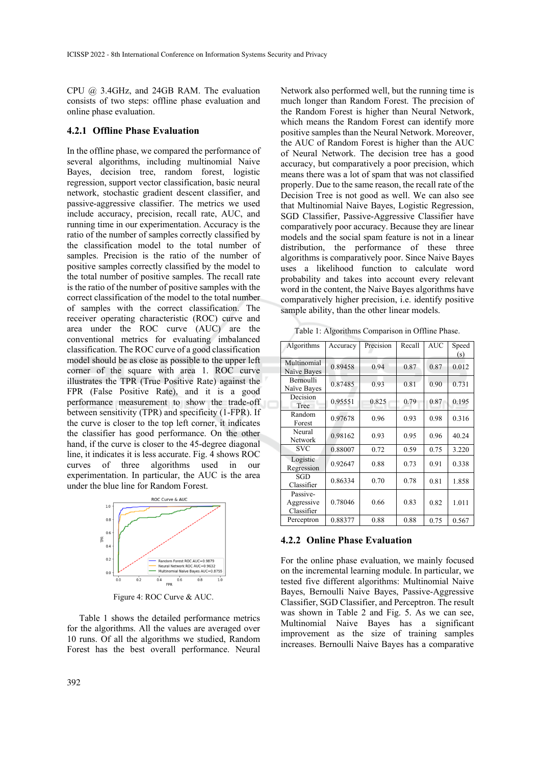CPU @ 3.4GHz, and 24GB RAM. The evaluation consists of two steps: offline phase evaluation and online phase evaluation.

#### 4.2.1 Offline Phase Evaluation

In the offline phase, we compared the performance of several algorithms, including multinomial Naive Bayes, decision tree, random forest, logistic regression, support vector classification, basic neural network, stochastic gradient descent classifier, and passive-aggressive classifier. The metrics we used include accuracy, precision, recall rate, AUC, and running time in our experimentation. Accuracy is the ratio of the number of samples correctly classified by the classification model to the total number of samples. Precision is the ratio of the number of positive samples correctly classified by the model to the total number of positive samples. The recall rate is the ratio of the number of positive samples with the correct classification of the model to the total number of samples with the correct classification. The receiver operating characteristic (ROC) curve and area under the ROC curve (AUC) are the conventional metrics for evaluating imbalanced classification. The ROC curve of a good classification model should be as close as possible to the upper left corner of the square with area 1. ROC curve illustrates the TPR (True Positive Rate) against the FPR (False Positive Rate), and it is a good performance measurement to show the trade-off between sensitivity (TPR) and specificity (1-FPR). If the curve is closer to the top left corner, it indicates the classifier has good performance. On the other hand, if the curve is closer to the 45-degree diagonal line, it indicates it is less accurate. Fig. 4 shows ROC curves of three algorithms used in our experimentation. In particular, the AUC is the area under the blue line for Random Forest.

Figure 4: ROC Curve & AUC.

Table 1 shows the detailed performance metrics for the algorithms. All the values are averaged over 10 runs. Of all the algorithms we studied, Random Forest has the best overall performance. Neural Network also performed well, but the running time is much longer than Random Forest. The precision of the Random Forest is higher than Neural Network, which means the Random Forest can identify more positive samples than the Neural Network. Moreover, the AUC of Random Forest is higher than the AUC of Neural Network. The decision tree has a good accuracy, but comparatively a poor precision, which means there was a lot of spam that was not classified properly. Due to the same reason, the recall rate of the Decision Tree is not good as well. We can also see that Multinomial Naive Bayes, Logistic Regression, SGD Classifier, Passive-Aggressive Classifier have comparatively poor accuracy. Because they are linear models and the social spam feature is not in a linear distribution, the performance of these three algorithms is comparatively poor. Since Naive Bayes uses a likelihood function to calculate word probability and takes into account every relevant word in the content, the Naive Bayes algorithms have comparatively higher precision, i.e. identify positive sample ability, than the other linear models.

Table 1: Algorithms Comparison in Offline Phase.

| Algorithms | Accuracy | Precision | Recall | AUC | Speed (s) |
|---|---|---|---|---|---|
| Multinomial Naïve Bayes | 0.89458 | 0.94 | 0.87 | 0.87 | 0.012 |
| Bernoulli Naïve Bayes | 0.87485 | 0.93 | 0.81 | 0.90 | 0.731 |
| Decision Tree | 0.95551 | 0.825 | 0.79 | 0.87 | 0.195 |
| Random Forest | 0.97678 | 0.96 | 0.93 | 0.98 | 0.316 |
| Neural Network | 0.98162 | 0.93 | 0.95 | 0.96 | 40.24 |
| SVC | 0.88007 | 0.72 | 0.59 | 0.75 | 3.220 |
| Logistic Regression | 0.92647 | 0.88 | 0.73 | 0.91 | 0.338 |
| SGD Classifier | 0.86334 | 0.70 | 0.78 | 0.81 | 1.858 |
| Passive-Aggressive Classifier | 0.78046 | 0.66 | 0.83 | 0.82 | 1.011 |
| Perceptron | 0.88377 | 0.88 | 0.88 | 0.75 | 0.567 |

#### 4.2.2 Online Phase Evaluation

For the online phase evaluation, we mainly focused on the incremental learning module. In particular, we tested five different algorithms: Multinomial Naive Bayes, Bernoulli Naive Bayes, Passive-Aggressive Classifier, SGD Classifier, and Perceptron. The result was shown in Table 2 and Fig. 5. As we can see, Multinomial Naive Bayes has a significant improvement as the size of training samples increases. Bernoulli Naive Bayes has a comparative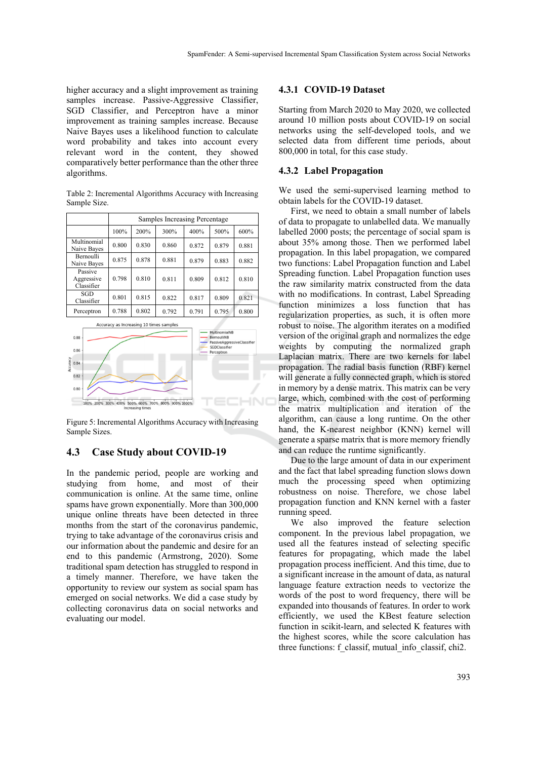higher accuracy and a slight improvement as training samples increase. Passive-Aggressive Classifier, SGD Classifier, and Perceptron have a minor improvement as training samples increase. Because Naive Bayes uses a likelihood function to calculate word probability and takes into account every relevant word in the content, they showed comparatively better performance than the other three algorithms.

Table 2: Incremental Algorithms Accuracy with Increasing Sample Size.

| | Samples Increasing Percentage | | | | | |
|---|---|---|---|---|---|---|
| | 100% | 200% | 300% | 400% | 500% | 600% |
| Multinomial Naive Bayes | 0.800 | 0.830 | 0.860 | 0.872 | 0.879 | 0.881 |
| Bernoulli Naive Bayes | 0.875 | 0.878 | 0.881 | 0.879 | 0.883 | 0.882 |
| Passive Aggressive Classifier | 0.798 | 0.810 | 0.811 | 0.809 | 0.812 | 0.810 |
| SGD Classifier | 0.801 | 0.815 | 0.822 | 0.817 | 0.809 | 0.821 |
| Perceptron | 0.788 | 0.802 | 0.792 | 0.791 | 0.795 | 0.800 |

Figure 5: Incremental Algorithms Accuracy with Increasing Sample Sizes.

## 4.3 Case Study about COVID-19

In the pandemic period, people are working and studying from home, and most of their communication is online. At the same time, online spams have grown exponentially. More than 300,000 unique online threats have been detected in three months from the start of the coronavirus pandemic, trying to take advantage of the coronavirus crisis and our information about the pandemic and desire for an end to this pandemic (Armstrong, 2020). Some traditional spam detection has struggled to respond in a timely manner. Therefore, we have taken the opportunity to review our system as social spam has emerged on social networks. We did a case study by collecting coronavirus data on social networks and evaluating our model.

### 4.3.1 COVID-19 Dataset

Starting from March 2020 to May 2020, we collected around 10 million posts about COVID-19 on social networks using the self-developed tools, and we selected data from different time periods, about 800,000 in total, for this case study.

### 4.3.2 Label Propagation

We used the semi-supervised learning method to obtain labels for the COVID-19 dataset.

First, we need to obtain a small number of labels of data to propagate to unlabelled data. We manually labelled 2000 posts; the percentage of social spam is about 35% among those. Then we performed label propagation. In this label propagation, we compared two functions: Label Propagation function and Label Spreading function. Label Propagation function uses the raw similarity matrix constructed from the data with no modifications. In contrast, Label Spreading function minimizes a loss function that has regularization properties, as such, it is often more robust to noise. The algorithm iterates on a modified version of the original graph and normalizes the edge weights by computing the normalized graph Laplacian matrix. There are two kernels for label propagation. The radial basis function (RBF) kernel will generate a fully connected graph, which is stored in memory by a dense matrix. This matrix can be very large, which, combined with the cost of performing the matrix multiplication and iteration of the algorithm, can cause a long runtime. On the other hand, the K-nearest neighbor (KNN) kernel will generate a sparse matrix that is more memory friendly and can reduce the runtime significantly.

Due to the large amount of data in our experiment and the fact that label spreading function slows down much the processing speed when optimizing robustness on noise. Therefore, we chose label propagation function and KNN kernel with a faster running speed.

We also improved the feature selection component. In the previous label propagation, we used all the features instead of selecting specific features for propagating, which made the label propagation process inefficient. And this time, due to a significant increase in the amount of data, as natural language feature extraction needs to vectorize the words of the post to word frequency, there will be expanded into thousands of features. In order to work efficiently, we used the KBest feature selection function in scikit-learn, and selected K features with the highest scores, while the score calculation has three functions: f_classif, mutual_info_classif, chi2.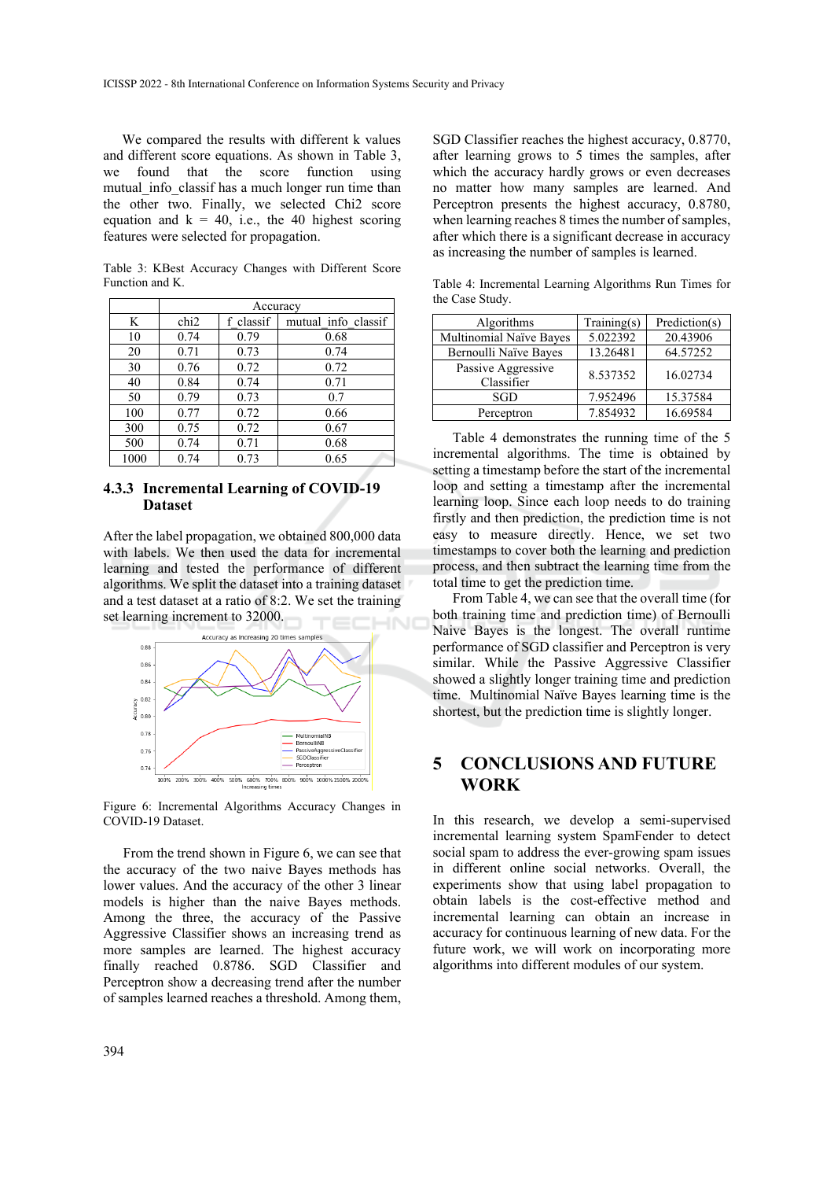We compared the results with different k values and different score equations. As shown in Table 3, we found that the score function using mutual_info_classif has a much longer run time than the other two. Finally, we selected Chi2 score equation and k = 40, i.e., the 40 highest scoring features were selected for propagation.

Table 3: KBest Accuracy Changes with Different Score Function and K.

| | Accuracy | | |
|---|---|---|---|
| K | chi2 | f_classif | mutual_info_classif |
| 10 | 0.74 | 0.79 | 0.68 |
| 20 | 0.71 | 0.73 | 0.74 |
| 30 | 0.76 | 0.72 | 0.72 |
| 40 | 0.84 | 0.74 | 0.71 |
| 50 | 0.79 | 0.73 | 0.7 |
| 100 | 0.77 | 0.72 | 0.66 |
| 300 | 0.75 | 0.72 | 0.67 |
| 500 | 0.74 | 0.71 | 0.68 |
| 1000 | 0.74 | 0.73 | 0.65 |

### 4.3.3 Incremental Learning of COVID-19 Dataset

After the label propagation, we obtained 800,000 data with labels. We then used the data for incremental learning and tested the performance of different algorithms. We split the dataset into a training dataset and a test dataset at a ratio of 8:2. We set the training set learning increment to 32000.

Figure 6: Incremental Algorithms Accuracy Changes in COVID-19 Dataset.

From the trend shown in Figure 6, we can see that the accuracy of the two naive Bayes methods has lower values. And the accuracy of the other 3 linear models is higher than the naive Bayes methods. Among the three, the accuracy of the Passive Aggressive Classifier shows an increasing trend as more samples are learned. The highest accuracy finally reached 0.8786. SGD Classifier and Perceptron show a decreasing trend after the number of samples learned reaches a threshold. Among them, SGD Classifier reaches the highest accuracy, 0.8770, after learning grows to 5 times the samples, after which the accuracy hardly grows or even decreases no matter how many samples are learned. And Perceptron presents the highest accuracy, 0.8780, when learning reaches 8 times the number of samples, after which there is a significant decrease in accuracy as increasing the number of samples is learned.

Table 4: Incremental Learning Algorithms Run Times for the Case Study.

| Algorithms | Training(s) | Prediction(s) |
|---|---|---|
| Multinomial Naïve Bayes | 5.022392 | 20.43906 |
| Bernoulli Naïve Bayes | 13.26481 | 64.57252 |
| Passive Aggressive Classifier | 8.537352 | 16.02734 |
| SGD | 7.952496 | 15.37584 |
| Perceptron | 7.854932 | 16.69584 |

Table 4 demonstrates the running time of the 5 incremental algorithms. The time is obtained by setting a timestamp before the start of the incremental loop and setting a timestamp after the incremental learning loop. Since each loop needs to do training firstly and then prediction, the prediction time is not easy to measure directly. Hence, we set two timestamps to cover both the learning and prediction process, and then subtract the learning time from the total time to get the prediction time.

From Table 4, we can see that the overall time (for both training time and prediction time) of Bernoulli Naive Bayes is the longest. The overall runtime performance of SGD classifier and Perceptron is very similar. While the Passive Aggressive Classifier showed a slightly longer training time and prediction time. Multinomial Naïve Bayes learning time is the shortest, but the prediction time is slightly longer.

## 5 CONCLUSIONS AND FUTURE WORK

In this research, we develop a semi-supervised incremental learning system SpamFender to detect social spam to address the ever-growing spam issues in different online social networks. Overall, the experiments show that using label propagation to obtain labels is the cost-effective method and incremental learning can obtain an increase in accuracy for continuous learning of new data. For the future work, we will work on incorporating more algorithms into different modules of our system.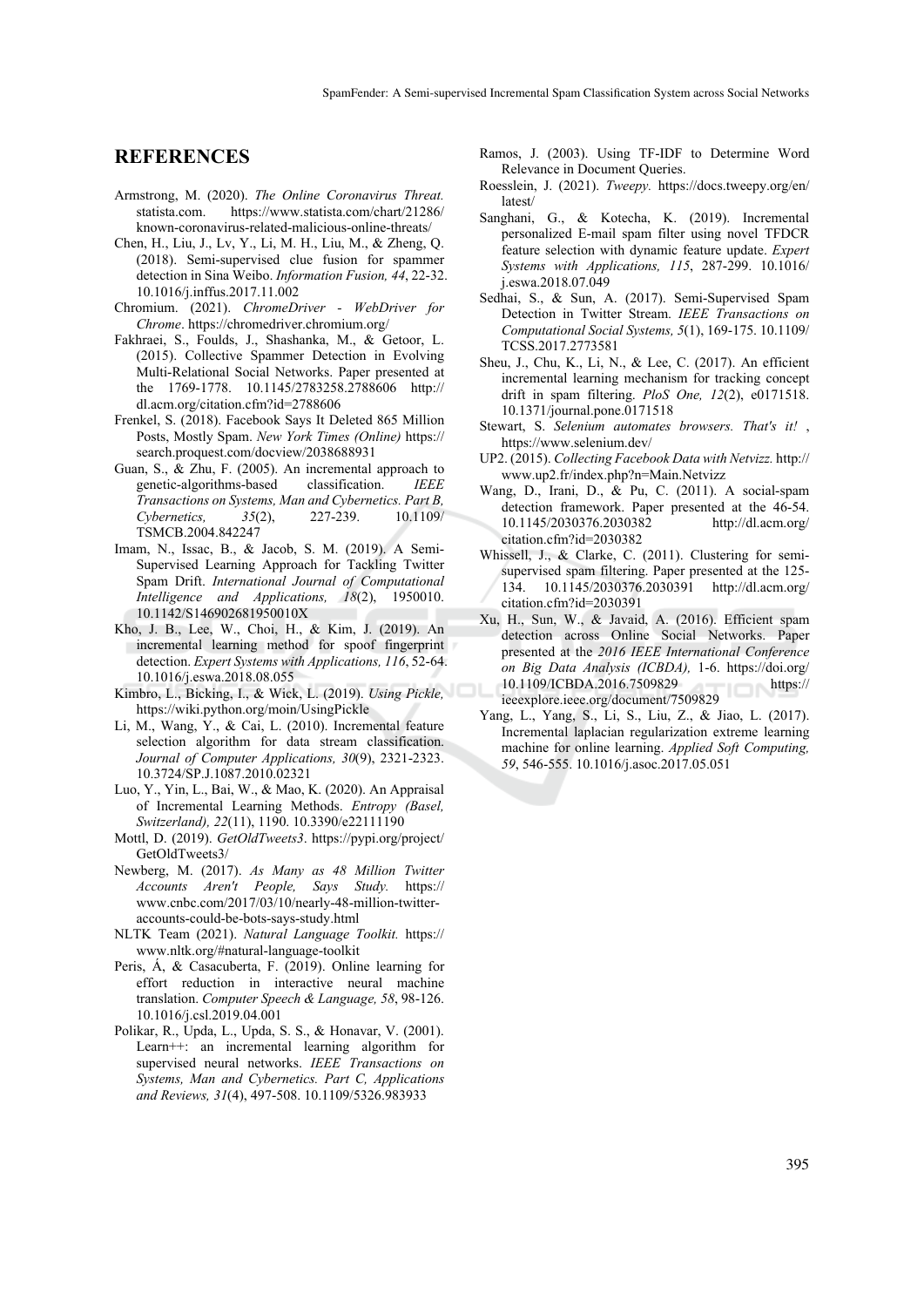## REFERENCES

Armstrong, M. (2020). *The Online Coronavirus Threat.* statista.com. https://www.statista.com/chart/21286/known-coronavirus-related-malicious-online-threats/

Chen, H., Liu, J., Lv, Y., Li, M. H., Liu, M., & Zheng, Q. (2018). Semi-supervised clue fusion for spammer detection in Sina Weibo. *Information Fusion, 44*, 22-32. 10.1016/j.inffus.2017.11.002

Chromium. (2021). *ChromeDriver - WebDriver for Chrome*. https://chromedriver.chromium.org/

Fakhraei, S., Foulds, J., Shashanka, M., & Getoor, L. (2015). Collective Spammer Detection in Evolving Multi-Relational Social Networks. Paper presented at the 1769-1778. 10.1145/2783258.2788606 http://dl.acm.org/citation.cfm?id=2788606

Frenkel, S. (2018). Facebook Says It Deleted 865 Million Posts, Mostly Spam. *New York Times (Online)* https://search.proquest.com/docview/2038688931

Guan, S., & Zhu, F. (2005). An incremental approach to genetic-algorithms-based classification. *IEEE Transactions on Systems, Man and Cybernetics. Part B, Cybernetics, 35*(2), 227-239. 10.1109/TSMCB.2004.842247

Imam, N., Issac, B., & Jacob, S. M. (2019). A Semi-Supervised Learning Approach for Tackling Twitter Spam Drift. *International Journal of Computational Intelligence and Applications, 18*(2), 1950010. 10.1142/S146902681950010X

Kho, J. B., Lee, W., Choi, H., & Kim, J. (2019). An incremental learning method for spoof fingerprint detection. *Expert Systems with Applications, 116*, 52-64. 10.1016/j.eswa.2018.08.055

Kimbro, L., Bicking, I., & Wick, L. (2019). *Using Pickle,* https://wiki.python.org/moin/UsingPickle

Li, M., Wang, Y., & Cai, L. (2010). Incremental feature selection algorithm for data stream classification. *Journal of Computer Applications, 30*(9), 2321-2323. 10.3724/SP.J.1087.2010.02321

Luo, Y., Yin, L., Bai, W., & Mao, K. (2020). An Appraisal of Incremental Learning Methods. *Entropy (Basel, Switzerland), 22*(11), 1190. 10.3390/e22111190

Mottl, D. (2019). *GetOldTweets3*. https://pypi.org/project/GetOldTweets3/

Newberg, M. (2017). *As Many as 48 Million Twitter Accounts Aren't People, Says Study.* https://www.cnbc.com/2017/03/10/nearly-48-million-twitter-accounts-could-be-bots-says-study.html

NLTK Team (2021). *Natural Language Toolkit.* https://www.nltk.org/#natural-language-toolkit

Peris, Á., & Casacuberta, F. (2019). Online learning for effort reduction in interactive neural machine translation. *Computer Speech & Language, 58*, 98-126. 10.1016/j.csl.2019.04.001

Polikar, R., Upda, L., Upda, S. S., & Honavar, V. (2001). Learn++: an incremental learning algorithm for supervised neural networks. *IEEE Transactions on Systems, Man and Cybernetics. Part C, Applications and Reviews, 31*(4), 497-508. 10.1109/5326.983933

Ramos, J. (2003). Using TF-IDF to Determine Word Relevance in Document Queries.

Roesslein, J. (2021). *Tweepy.* https://docs.tweepy.org/en/latest/

Sanghani, G., & Kotecha, K. (2019). Incremental personalized E-mail spam filter using novel TFDCR feature selection with dynamic feature update. *Expert Systems with Applications, 115*, 287-299. 10.1016/j.eswa.2018.07.049

Sedhai, S., & Sun, A. (2017). Semi-Supervised Spam Detection in Twitter Stream. *IEEE Transactions on Computational Social Systems, 5*(1), 169-175. 10.1109/TCSS.2017.2773581

Sheu, J., Chu, K., Li, N., & Lee, C. (2017). An efficient incremental learning mechanism for tracking concept drift in spam filtering. *PloS One, 12*(2), e0171518. 10.1371/journal.pone.0171518

Stewart, S. *Selenium automates browsers. That's it!* , https://www.selenium.dev/

UP2. (2015). *Collecting Facebook Data with Netvizz.* http://www.up2.fr/index.php?n=Main.Netvizz

Wang, D., Irani, D., & Pu, C. (2011). A social-spam detection framework. Paper presented at the 46-54. 10.1145/2030376.2030382 http://dl.acm.org/citation.cfm?id=2030382

Whissell, J., & Clarke, C. (2011). Clustering for semi-supervised spam filtering. Paper presented at the 125-134. 10.1145/2030376.2030391 http://dl.acm.org/citation.cfm?id=2030391

Xu, H., Sun, W., & Javaid, A. (2016). Efficient spam detection across Online Social Networks. Paper presented at the *2016 IEEE International Conference on Big Data Analysis (ICBDA),* 1-6. https://doi.org/10.1109/ICBDA.2016.7509829 https://ieeexplore.ieee.org/document/7509829

Yang, L., Yang, S., Li, S., Liu, Z., & Jiao, L. (2017). Incremental laplacian regularization extreme learning machine for online learning. *Applied Soft Computing, 59*, 546-555. 10.1016/j.asoc.2017.05.051